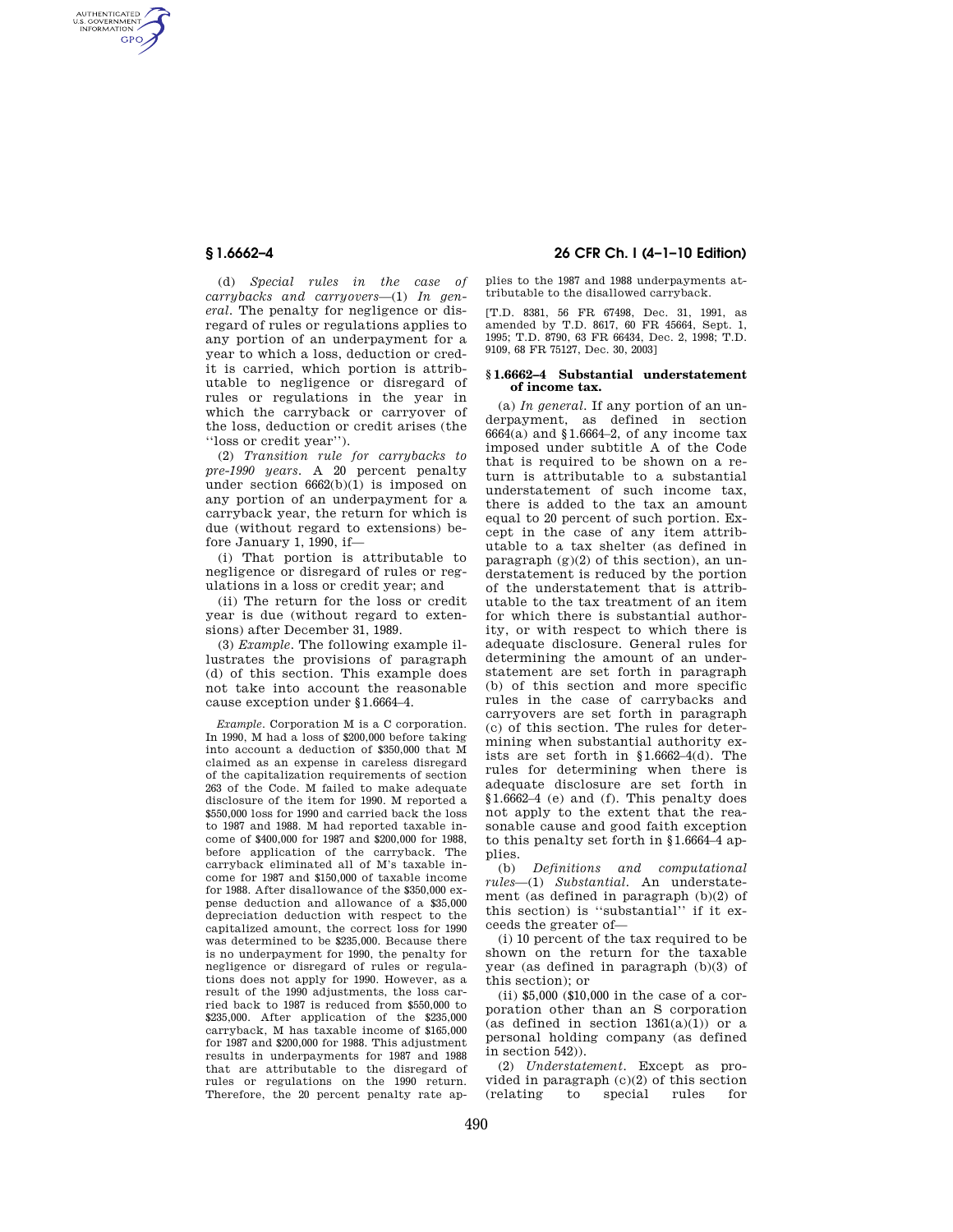(d) *Special rules in the case of carrybacks and carryovers*—(1) *In general.* The penalty for negligence or disregard of rules or regulations applies to any portion of an underpayment for a year to which a loss, deduction or credit is carried, which portion is attributable to negligence or disregard of rules or regulations in the year in which the carryback or carryover of the loss, deduction or credit arises (the "loss or credit year").

(2) *Transition rule for carrybacks to pre-1990 years.* A 20 percent penalty under section 6662(b)(1) is imposed on any portion of an underpayment for a carryback year, the return for which is due (without regard to extensions) before January 1, 1990, if—

(i) That portion is attributable to negligence or disregard of rules or regulations in a loss or credit year; and

(ii) The return for the loss or credit year is due (without regard to extensions) after December 31, 1989.

(3) *Example.* The following example illustrates the provisions of paragraph (d) of this section. This example does not take into account the reasonable cause exception under §1.6664–4.

*Example.* Corporation M is a C corporation. In 1990, M had a loss of $200,000 before taking into account a deduction of $350,000 that M claimed as an expense in careless disregard of the capitalization requirements of section 263 of the Code. M failed to make adequate disclosure of the item for 1990. M reported a $550,000 loss for 1990 and carried back the loss to 1987 and 1988. M had reported taxable income of $400,000 for 1987 and $200,000 for 1988, before application of the carryback. The carryback eliminated all of M's taxable income for 1987 and $150,000 of taxable income for 1988. After disallowance of the $350,000 expense deduction and allowance of a $35,000 depreciation deduction with respect to the capitalized amount, the correct loss for 1990 was determined to be $235,000. Because there is no underpayment for 1990, the penalty for negligence or disregard of rules or regulations does not apply for 1990. However, as a result of the 1990 adjustments, the loss carried back to 1987 is reduced from $550,000 to $235,000. After application of the $235,000 carryback, M has taxable income of $165,000 for 1987 and $200,000 for 1988. This adjustment results in underpayments for 1987 and 1988 that are attributable to the disregard of rules or regulations on the 1990 return. Therefore, the 20 percent penalty rate applies to the 1987 and 1988 underpayments attributable to the disallowed carryback.

[T.D. 8381, 56 FR 67498, Dec. 31, 1991, as amended by T.D. 8617, 60 FR 45664, Sept. 1, 1995; T.D. 8790, 63 FR 66434, Dec. 2, 1998; T.D. 9109, 68 FR 75127, Dec. 30, 2003]

## §1.6662–4 Substantial understatement of income tax.

(a) *In general.* If any portion of an underpayment, as defined in section 6664(a) and §1.6664–2, of any income tax imposed under subtitle A of the Code that is required to be shown on a return is attributable to a substantial understatement of such income tax, there is added to the tax an amount equal to 20 percent of such portion. Except in the case of any item attributable to a tax shelter (as defined in paragraph (g)(2) of this section), an understatement is reduced by the portion of the understatement that is attributable to the tax treatment of an item for which there is substantial authority, or with respect to which there is adequate disclosure. General rules for determining the amount of an understatement are set forth in paragraph (b) of this section and more specific rules in the case of carrybacks and carryovers are set forth in paragraph (c) of this section. The rules for determining when substantial authority exists are set forth in §1.6662–4(d). The rules for determining when there is adequate disclosure are set forth in §1.6662–4 (e) and (f). This penalty does not apply to the extent that the reasonable cause and good faith exception to this penalty set forth in §1.6664–4 applies.

(b) *Definitions and computational rules*—(1) *Substantial.* An understatement (as defined in paragraph (b)(2) of this section) is "substantial" if it exceeds the greater of—

(i) 10 percent of the tax required to be shown on the return for the taxable year (as defined in paragraph (b)(3) of this section); or

(ii) $5,000 ($10,000 in the case of a corporation other than an S corporation (as defined in section 1361(a)(1)) or a personal holding company (as defined in section 542)).

(2) *Understatement.* Except as provided in paragraph (c)(2) of this section (relating to special rules for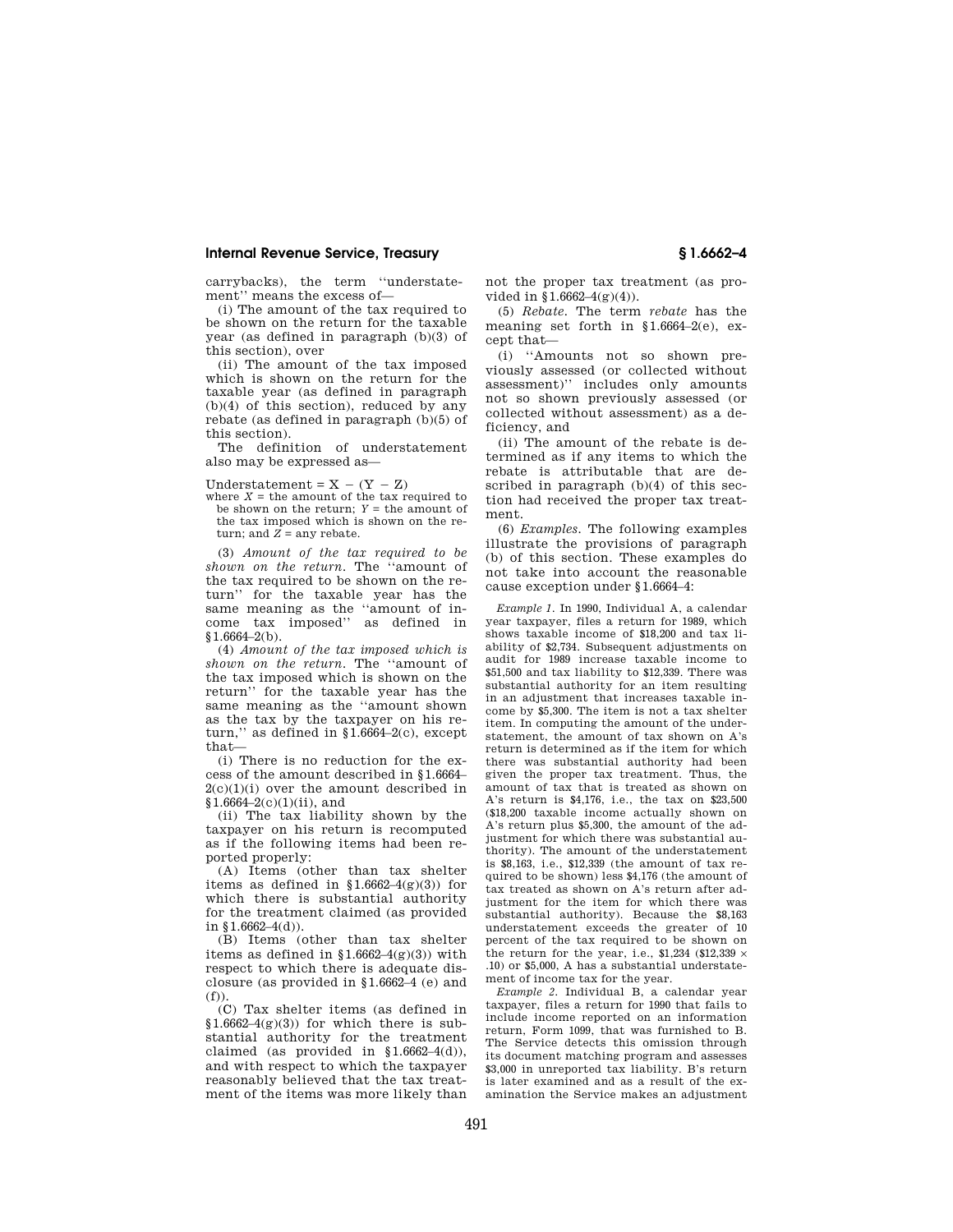carrybacks), the term ''understatement'' means the excess of—

(i) The amount of the tax required to be shown on the return for the taxable year (as defined in paragraph (b)(3) of this section), over

(ii) The amount of the tax imposed which is shown on the return for the taxable year (as defined in paragraph (b)(4) of this section), reduced by any rebate (as defined in paragraph (b)(5) of this section).

The definition of understatement also may be expressed as—

Understatement = X − (Y − Z)

where $X$ = the amount of the tax required to be shown on the return; $Y$ = the amount of the tax imposed which is shown on the return; and $Z$ = any rebate.

(3) *Amount of the tax required to be shown on the return.* The ''amount of the tax required to be shown on the return'' for the taxable year has the same meaning as the ''amount of income tax imposed'' as defined in §1.6664–2(b).

(4) *Amount of the tax imposed which is shown on the return.* The ''amount of the tax imposed which is shown on the return'' for the taxable year has the same meaning as the ''amount shown as the tax by the taxpayer on his return,'' as defined in §1.6664–2(c), except that—

(i) There is no reduction for the excess of the amount described in §1.6664–2(c)(1)(i) over the amount described in §1.6664–2(c)(1)(ii), and

(ii) The tax liability shown by the taxpayer on his return is recomputed as if the following items had been reported properly:

(A) Items (other than tax shelter items as defined in §1.6662–4(g)(3)) for which there is substantial authority for the treatment claimed (as provided in §1.6662–4(d)).

(B) Items (other than tax shelter items as defined in §1.6662–4(g)(3)) with respect to which there is adequate disclosure (as provided in §1.6662–4 (e) and (f)).

(C) Tax shelter items (as defined in §1.6662–4(g)(3)) for which there is substantial authority for the treatment claimed (as provided in §1.6662–4(d)), and with respect to which the taxpayer reasonably believed that the tax treatment of the items was more likely than not the proper tax treatment (as provided in §1.6662–4(g)(4)).

(5) *Rebate.* The term *rebate* has the meaning set forth in §1.6664–2(e), except that—

(i) ''Amounts not so shown previously assessed (or collected without assessment)'' includes only amounts not so shown previously assessed (or collected without assessment) as a deficiency, and

(ii) The amount of the rebate is determined as if any items to which the rebate is attributable that are described in paragraph (b)(4) of this section had received the proper tax treatment.

(6) *Examples.* The following examples illustrate the provisions of paragraph (b) of this section. These examples do not take into account the reasonable cause exception under §1.6664–4:

*Example 1.* In 1990, Individual A, a calendar year taxpayer, files a return for 1989, which shows taxable income of $18,200 and tax liability of $2,734. Subsequent adjustments on audit for 1989 increase taxable income to $51,500 and tax liability to $12,339. There was substantial authority for an item resulting in an adjustment that increases taxable income by $5,300. The item is not a tax shelter item. In computing the amount of the understatement, the amount of tax shown on A's return is determined as if the item for which there was substantial authority had been given the proper tax treatment. Thus, the amount of tax that is treated as shown on A's return is $4,176, i.e., the tax on $23,500 ($18,200 taxable income actually shown on A's return plus $5,300, the amount of the adjustment for which there was substantial authority). The amount of the understatement is $8,163, i.e., $12,339 (the amount of tax required to be shown) less $4,176 (the amount of tax treated as shown on A's return after adjustment for the item for which there was substantial authority). Because the $8,163 understatement exceeds the greater of 10 percent of the tax required to be shown on the return for the year, i.e., $1,234 ($12,339 × .10) or $5,000, A has a substantial understatement of income tax for the year.

*Example 2.* Individual B, a calendar year taxpayer, files a return for 1990 that fails to include income reported on an information return, Form 1099, that was furnished to B. The Service detects this omission through its document matching program and assesses $3,000 in unreported tax liability. B's return is later examined and as a result of the examination the Service makes an adjustment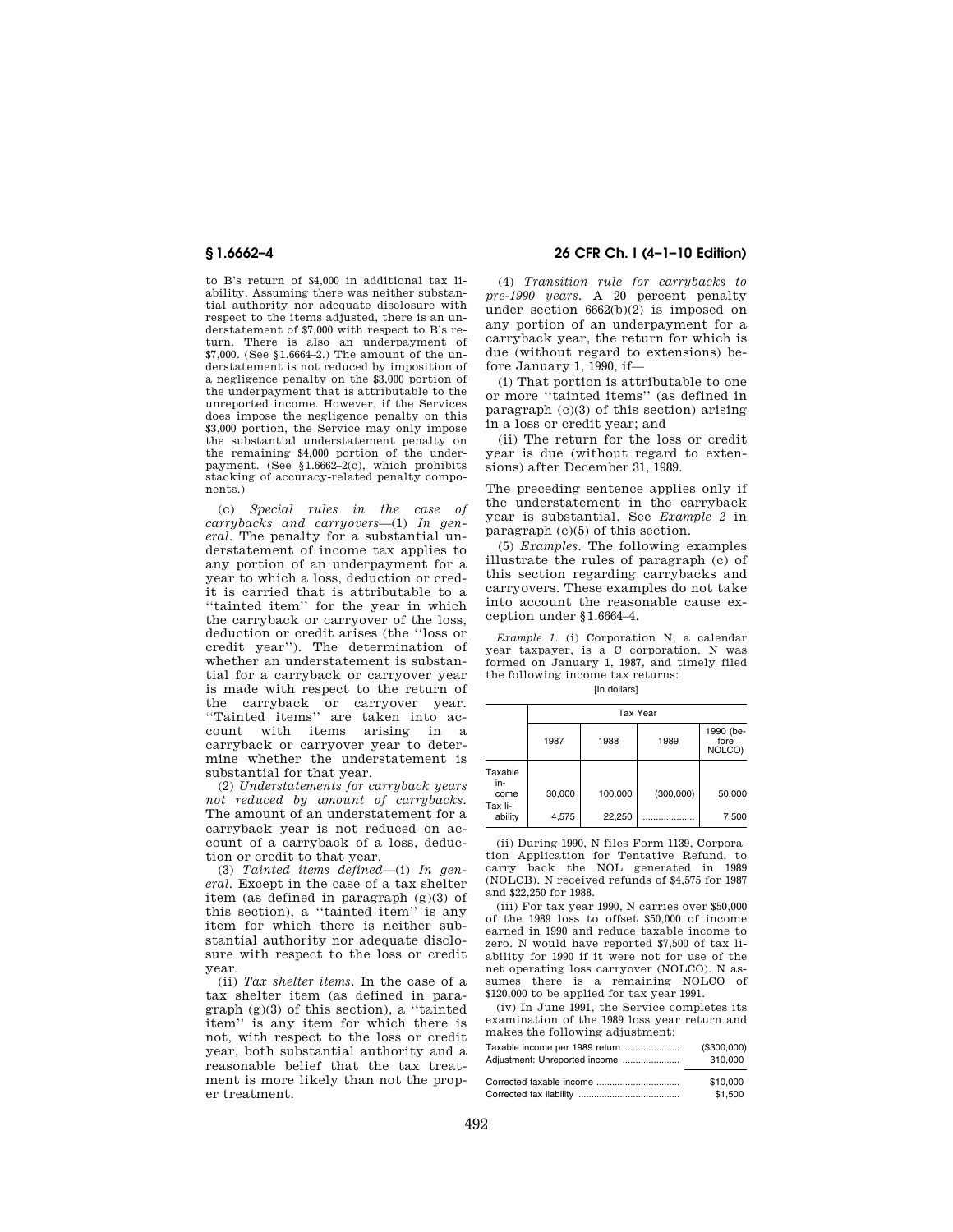to B's return of $4,000 in additional tax liability. Assuming there was neither substantial authority nor adequate disclosure with respect to the items adjusted, there is an understatement of $7,000 with respect to B's return. There is also an underpayment of $7,000. (See §1.6664–2.) The amount of the understatement is not reduced by imposition of a negligence penalty on the $3,000 portion of the underpayment that is attributable to the unreported income. However, if the Services does impose the negligence penalty on this $3,000 portion, the Service may only impose the substantial understatement penalty on the remaining $4,000 portion of the underpayment. (See §1.6662–2(c), which prohibits stacking of accuracy-related penalty components.)

(c) *Special rules in the case of carrybacks and carryovers*—(1) *In general.* The penalty for a substantial understatement of income tax applies to any portion of an underpayment for a year to which a loss, deduction or credit is carried that is attributable to a "tainted item" for the year in which the carryback or carryover of the loss, deduction or credit arises (the "loss or credit year"). The determination of whether an understatement is substantial for a carryback or carryover year is made with respect to the return of the carryback or carryover year. "Tainted items" are taken into account with items arising in a carryback or carryover year to determine whether the understatement is substantial for that year.

(2) *Understatements for carryback years not reduced by amount of carrybacks.* The amount of an understatement for a carryback year is not reduced on account of a carryback of a loss, deduction or credit to that year.

(3) *Tainted items defined*—(i) *In general.* Except in the case of a tax shelter item (as defined in paragraph (g)(3) of this section), a "tainted item" is any item for which there is neither substantial authority nor adequate disclosure with respect to the loss or credit year.

(ii) *Tax shelter items.* In the case of a tax shelter item (as defined in paragraph (g)(3) of this section), a "tainted item" is any item for which there is not, with respect to the loss or credit year, both substantial authority and a reasonable belief that the tax treatment is more likely than not the proper treatment.

(4) *Transition rule for carrybacks to pre-1990 years.* A 20 percent penalty under section 6662(b)(2) is imposed on any portion of an underpayment for a carryback year, the return for which is due (without regard to extensions) before January 1, 1990, if—

(i) That portion is attributable to one or more "tainted items" (as defined in paragraph (c)(3) of this section) arising in a loss or credit year; and

(ii) The return for the loss or credit year is due (without regard to extensions) after December 31, 1989.

The preceding sentence applies only if the understatement in the carryback year is substantial. See *Example 2* in paragraph (c)(5) of this section.

(5) *Examples.* The following examples illustrate the rules of paragraph (c) of this section regarding carrybacks and carryovers. These examples do not take into account the reasonable cause exception under §1.6664–4.

*Example 1.* (i) Corporation N, a calendar year taxpayer, is a C corporation. N was formed on January 1, 1987, and timely filed the following income tax returns:

[In dollars]

| | Tax Year | | | |
|---|---|---|---|---|
| | 1987 | 1988 | 1989 | 1990 (before NOLCO) |
| Taxable income | 30,000 | 100,000 | (300,000) | 50,000 |
| Tax liability | 4,575 | 22,250 | .................... | 7,500 |

(ii) During 1990, N files Form 1139, Corporation Application for Tentative Refund, to carry back the NOL generated in 1989 (NOLCB). N received refunds of $4,575 for 1987 and $22,250 for 1988.

(iii) For tax year 1990, N carries over $50,000 of the 1989 loss to offset $50,000 of income earned in 1990 and reduce taxable income to zero. N would have reported $7,500 of tax liability for 1990 if it were not for use of the net operating loss carryover (NOLCO). N assumes there is a remaining NOLCO of $120,000 to be applied for tax year 1991.

(iv) In June 1991, the Service completes its examination of the 1989 loss year return and makes the following adjustment:

| | |
|---|---|
| Taxable income per 1989 return .................... | ($300,000) |
| Adjustment: Unreported income ..................... | 310,000 |
| Corrected taxable income ............................... | $10,000 |
| Corrected tax liability ..................................... | $1,500 |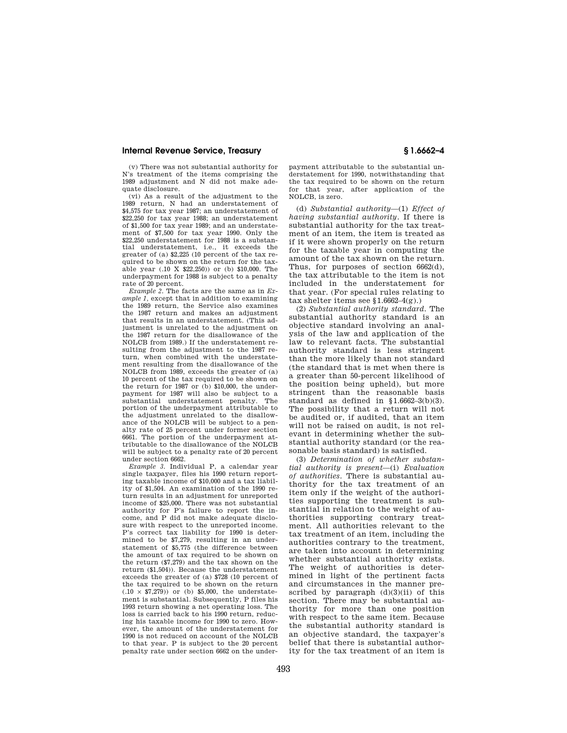(v) There was not substantial authority for N's treatment of the items comprising the 1989 adjustment and N did not make adequate disclosure.

(vi) As a result of the adjustment to the 1989 return, N had an understatement of $4,575 for tax year 1987; an understatement of $22,250 for tax year 1988; an understatement of $1,500 for tax year 1989; and an understatement of $7,500 for tax year 1990. Only the $22,250 understatement for 1988 is a substantial understatement, i.e., it exceeds the greater of (a) $2,225 (10 percent of the tax required to be shown on the return for the taxable year (.10 X $22,250)) or (b) $10,000. The underpayment for 1988 is subject to a penalty rate of 20 percent.

*Example 2.* The facts are the same as in *Example 1*, except that in addition to examining the 1989 return, the Service also examines the 1987 return and makes an adjustment that results in an understatement. (This adjustment is unrelated to the adjustment on the 1987 return for the disallowance of the NOLCB from 1989.) If the understatement resulting from the adjustment to the 1987 return, when combined with the understatement resulting from the disallowance of the NOLCB from 1989, exceeds the greater of (a) 10 percent of the tax required to be shown on the return for 1987 or (b) $10,000, the underpayment for 1987 will also be subject to a substantial understatement penalty. The portion of the underpayment attributable to the adjustment unrelated to the disallowance of the NOLCB will be subject to a penalty rate of 25 percent under former section 6661. The portion of the underpayment attributable to the disallowance of the NOLCB will be subject to a penalty rate of 20 percent under section 6662.

*Example 3.* Individual P, a calendar year single taxpayer, files his 1990 return reporting taxable income of $10,000 and a tax liability of $1,504. An examination of the 1990 return results in an adjustment for unreported income of $25,000. There was not substantial authority for P's failure to report the income, and P did not make adequate disclosure with respect to the unreported income. P's correct tax liability for 1990 is determined to be $7,279, resulting in an understatement of $5,775 (the difference between the amount of tax required to be shown on the return ($7,279) and the tax shown on the return ($1,504)). Because the understatement exceeds the greater of (a) $728 (10 percent of the tax required to be shown on the return ($.10 \times \$7,279$)) or (b) $5,000, the understatement is substantial. Subsequently, P files his 1993 return showing a net operating loss. The loss is carried back to his 1990 return, reducing his taxable income for 1990 to zero. However, the amount of the understatement for 1990 is not reduced on account of the NOLCB to that year. P is subject to the 20 percent penalty rate under section 6662 on the underpayment attributable to the substantial understatement for 1990, notwithstanding that the tax required to be shown on the return for that year, after application of the NOLCB, is zero.

(d) *Substantial authority*—(1) *Effect of having substantial authority.* If there is substantial authority for the tax treatment of an item, the item is treated as if it were shown properly on the return for the taxable year in computing the amount of the tax shown on the return. Thus, for purposes of section 6662(d), the tax attributable to the item is not included in the understatement for that year. (For special rules relating to tax shelter items see §1.6662–4(g).)

(2) *Substantial authority standard.* The substantial authority standard is an objective standard involving an analysis of the law and application of the law to relevant facts. The substantial authority standard is less stringent than the more likely than not standard (the standard that is met when there is a greater than 50-percent likelihood of the position being upheld), but more stringent than the reasonable basis standard as defined in §1.6662–3(b)(3). The possibility that a return will not be audited or, if audited, that an item will not be raised on audit, is not relevant in determining whether the substantial authority standard (or the reasonable basis standard) is satisfied.

(3) *Determination of whether substantial authority is present*—(i) *Evaluation of authorities.* There is substantial authority for the tax treatment of an item only if the weight of the authorities supporting the treatment is substantial in relation to the weight of authorities supporting contrary treatment. All authorities relevant to the tax treatment of an item, including the authorities contrary to the treatment, are taken into account in determining whether substantial authority exists. The weight of authorities is determined in light of the pertinent facts and circumstances in the manner prescribed by paragraph (d)(3)(ii) of this section. There may be substantial authority for more than one position with respect to the same item. Because the substantial authority standard is an objective standard, the taxpayer's belief that there is substantial authority for the tax treatment of an item is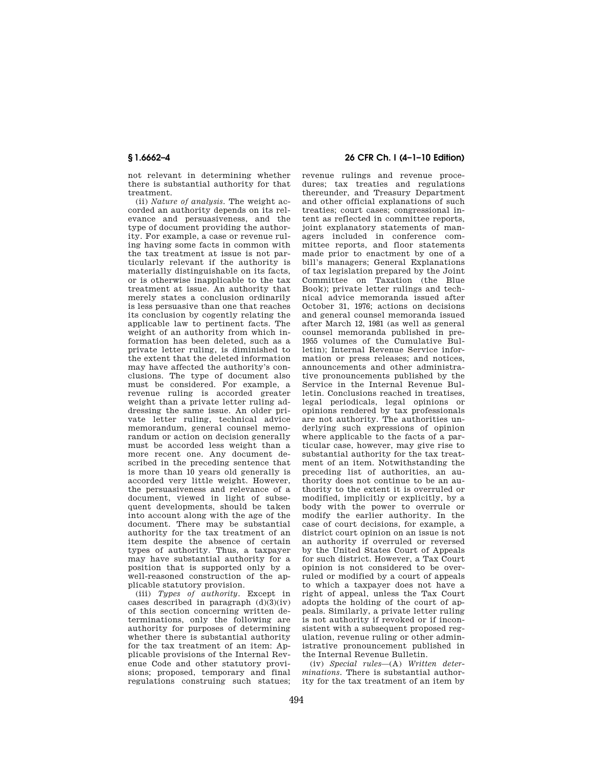not relevant in determining whether there is substantial authority for that treatment.

(ii) *Nature of analysis.* The weight accorded an authority depends on its relevance and persuasiveness, and the type of document providing the authority. For example, a case or revenue ruling having some facts in common with the tax treatment at issue is not particularly relevant if the authority is materially distinguishable on its facts, or is otherwise inapplicable to the tax treatment at issue. An authority that merely states a conclusion ordinarily is less persuasive than one that reaches its conclusion by cogently relating the applicable law to pertinent facts. The weight of an authority from which information has been deleted, such as a private letter ruling, is diminished to the extent that the deleted information may have affected the authority's conclusions. The type of document also must be considered. For example, a revenue ruling is accorded greater weight than a private letter ruling addressing the same issue. An older private letter ruling, technical advice memorandum, general counsel memorandum or action on decision generally must be accorded less weight than a more recent one. Any document described in the preceding sentence that is more than 10 years old generally is accorded very little weight. However, the persuasiveness and relevance of a document, viewed in light of subsequent developments, should be taken into account along with the age of the document. There may be substantial authority for the tax treatment of an item despite the absence of certain types of authority. Thus, a taxpayer may have substantial authority for a position that is supported only by a well-reasoned construction of the applicable statutory provision.

(iii) *Types of authority.* Except in cases described in paragraph (d)(3)(iv) of this section concerning written determinations, only the following are authority for purposes of determining whether there is substantial authority for the tax treatment of an item: Applicable provisions of the Internal Revenue Code and other statutory provisions; proposed, temporary and final regulations construing such statues; revenue rulings and revenue procedures; tax treaties and regulations thereunder, and Treasury Department and other official explanations of such treaties; court cases; congressional intent as reflected in committee reports, joint explanatory statements of managers included in conference committee reports, and floor statements made prior to enactment by one of a bill's managers; General Explanations of tax legislation prepared by the Joint Committee on Taxation (the Blue Book); private letter rulings and technical advice memoranda issued after October 31, 1976; actions on decisions and general counsel memoranda issued after March 12, 1981 (as well as general counsel memoranda published in pre-1955 volumes of the Cumulative Bulletin); Internal Revenue Service information or press releases; and notices, announcements and other administrative pronouncements published by the Service in the Internal Revenue Bulletin. Conclusions reached in treatises, legal periodicals, legal opinions or opinions rendered by tax professionals are not authority. The authorities underlying such expressions of opinion where applicable to the facts of a particular case, however, may give rise to substantial authority for the tax treatment of an item. Notwithstanding the preceding list of authorities, an authority does not continue to be an authority to the extent it is overruled or modified, implicitly or explicitly, by a body with the power to overrule or modify the earlier authority. In the case of court decisions, for example, a district court opinion on an issue is not an authority if overruled or reversed by the United States Court of Appeals for such district. However, a Tax Court opinion is not considered to be overruled or modified by a court of appeals to which a taxpayer does not have a right of appeal, unless the Tax Court adopts the holding of the court of appeals. Similarly, a private letter ruling is not authority if revoked or if inconsistent with a subsequent proposed regulation, revenue ruling or other administrative pronouncement published in the Internal Revenue Bulletin.

(iv) *Special rules*—(A) *Written determinations.* There is substantial authority for the tax treatment of an item by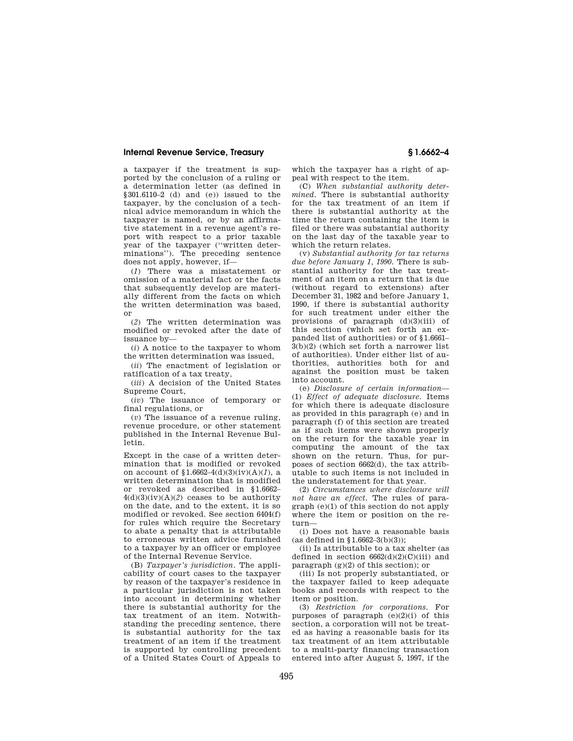a taxpayer if the treatment is supported by the conclusion of a ruling or a determination letter (as defined in §301.6110–2 (d) and (e)) issued to the taxpayer, by the conclusion of a technical advice memorandum in which the taxpayer is named, or by an affirmative statement in a revenue agent's report with respect to a prior taxable year of the taxpayer ("written determinations"). The preceding sentence does not apply, however, if—

(*1*) There was a misstatement or omission of a material fact or the facts that subsequently develop are materially different from the facts on which the written determination was based, or

(*2*) The written determination was modified or revoked after the date of issuance by—

(*i*) A notice to the taxpayer to whom the written determination was issued,

(*ii*) The enactment of legislation or ratification of a tax treaty,

(*iii*) A decision of the United States Supreme Court,

(*iv*) The issuance of temporary or final regulations, or

(*v*) The issuance of a revenue ruling, revenue procedure, or other statement published in the Internal Revenue Bulletin.

Except in the case of a written determination that is modified or revoked on account of §1.6662–4(d)(3)(iv)(A)(*1*), a written determination that is modified or revoked as described in §1.6662–4(d)(3)(iv)(A)(*2*) ceases to be authority on the date, and to the extent, it is so modified or revoked. See section 6404(f) for rules which require the Secretary to abate a penalty that is attributable to erroneous written advice furnished to a taxpayer by an officer or employee of the Internal Revenue Service.

(B) *Taxpayer's jurisdiction.* The applicability of court cases to the taxpayer by reason of the taxpayer's residence in a particular jurisdiction is not taken into account in determining whether there is substantial authority for the tax treatment of an item. Notwithstanding the preceding sentence, there is substantial authority for the tax treatment of an item if the treatment is supported by controlling precedent of a United States Court of Appeals to which the taxpayer has a right of appeal with respect to the item.

(C) *When substantial authority determined.* There is substantial authority for the tax treatment of an item if there is substantial authority at the time the return containing the item is filed or there was substantial authority on the last day of the taxable year to which the return relates.

(v) *Substantial authority for tax returns due before January 1, 1990.* There is substantial authority for the tax treatment of an item on a return that is due (without regard to extensions) after December 31, 1982 and before January 1, 1990, if there is substantial authority for such treatment under either the provisions of paragraph (d)(3)(iii) of this section (which set forth an expanded list of authorities) or of §1.6661–3(b)(2) (which set forth a narrower list of authorities). Under either list of authorities, authorities both for and against the position must be taken into account.

(e) *Disclosure of certain information*—(1) *Effect of adequate disclosure.* Items for which there is adequate disclosure as provided in this paragraph (e) and in paragraph (f) of this section are treated as if such items were shown properly on the return for the taxable year in computing the amount of the tax shown on the return. Thus, for purposes of section 6662(d), the tax attributable to such items is not included in the understatement for that year.

(2) *Circumstances where disclosure will not have an effect.* The rules of paragraph (e)(1) of this section do not apply where the item or position on the return—

(i) Does not have a reasonable basis (as defined in §1.6662–3(b)(3));

(ii) Is attributable to a tax shelter (as defined in section 6662(d)(2)(C)(iii) and paragraph (g)(2) of this section); or

(iii) Is not properly substantiated, or the taxpayer failed to keep adequate books and records with respect to the item or position.

(3) *Restriction for corporations.* For purposes of paragraph (e)(2)(i) of this section, a corporation will not be treated as having a reasonable basis for its tax treatment of an item attributable to a multi-party financing transaction entered into after August 5, 1997, if the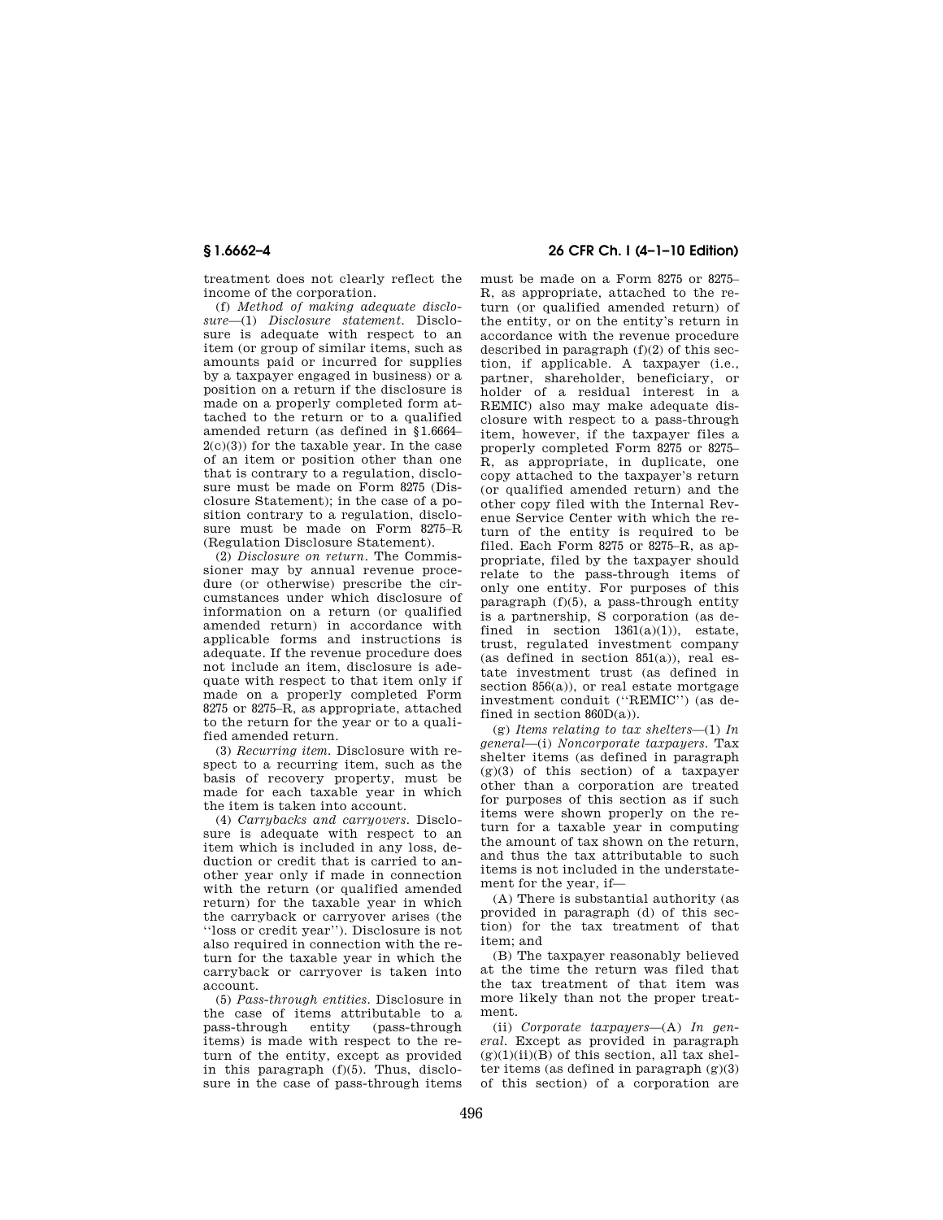treatment does not clearly reflect the income of the corporation.

(f) *Method of making adequate disclosure*—(1) *Disclosure statement.* Disclosure is adequate with respect to an item (or group of similar items, such as amounts paid or incurred for supplies by a taxpayer engaged in business) or a position on a return if the disclosure is made on a properly completed form attached to the return or to a qualified amended return (as defined in §1.6664–2(c)(3)) for the taxable year. In the case of an item or position other than one that is contrary to a regulation, disclosure must be made on Form 8275 (Disclosure Statement); in the case of a position contrary to a regulation, disclosure must be made on Form 8275–R (Regulation Disclosure Statement).

(2) *Disclosure on return.* The Commissioner may by annual revenue procedure (or otherwise) prescribe the circumstances under which disclosure of information on a return (or qualified amended return) in accordance with applicable forms and instructions is adequate. If the revenue procedure does not include an item, disclosure is adequate with respect to that item only if made on a properly completed Form 8275 or 8275–R, as appropriate, attached to the return for the year or to a qualified amended return.

(3) *Recurring item.* Disclosure with respect to a recurring item, such as the basis of recovery property, must be made for each taxable year in which the item is taken into account.

(4) *Carrybacks and carryovers.* Disclosure is adequate with respect to an item which is included in any loss, deduction or credit that is carried to another year only if made in connection with the return (or qualified amended return) for the taxable year in which the carryback or carryover arises (the "loss or credit year"). Disclosure is not also required in connection with the return for the taxable year in which the carryback or carryover is taken into account.

(5) *Pass-through entities.* Disclosure in the case of items attributable to a pass-through entity (pass-through items) is made with respect to the return of the entity, except as provided in this paragraph (f)(5). Thus, disclosure in the case of pass-through items must be made on a Form 8275 or 8275–R, as appropriate, attached to the return (or qualified amended return) of the entity, or on the entity's return in accordance with the revenue procedure described in paragraph (f)(2) of this section, if applicable. A taxpayer (i.e., partner, shareholder, beneficiary, or holder of a residual interest in a REMIC) also may make adequate disclosure with respect to a pass-through item, however, if the taxpayer files a properly completed Form 8275 or 8275–R, as appropriate, in duplicate, one copy attached to the taxpayer's return (or qualified amended return) and the other copy filed with the Internal Revenue Service Center with which the return of the entity is required to be filed. Each Form 8275 or 8275–R, as appropriate, filed by the taxpayer should relate to the pass-through items of only one entity. For purposes of this paragraph (f)(5), a pass-through entity is a partnership, S corporation (as defined in section 1361(a)(1)), estate, trust, regulated investment company (as defined in section 851(a)), real estate investment trust (as defined in section 856(a)), or real estate mortgage investment conduit ("REMIC") (as defined in section 860D(a)).

(g) *Items relating to tax shelters*—(1) *In general*—(i) *Noncorporate taxpayers.* Tax shelter items (as defined in paragraph (g)(3) of this section) of a taxpayer other than a corporation are treated for purposes of this section as if such items were shown properly on the return for a taxable year in computing the amount of tax shown on the return, and thus the tax attributable to such items is not included in the understatement for the year, if—

(A) There is substantial authority (as provided in paragraph (d) of this section) for the tax treatment of that item; and

(B) The taxpayer reasonably believed at the time the return was filed that the tax treatment of that item was more likely than not the proper treatment.

(ii) *Corporate taxpayers*—(A) *In general.* Except as provided in paragraph (g)(1)(ii)(B) of this section, all tax shelter items (as defined in paragraph (g)(3) of this section) of a corporation are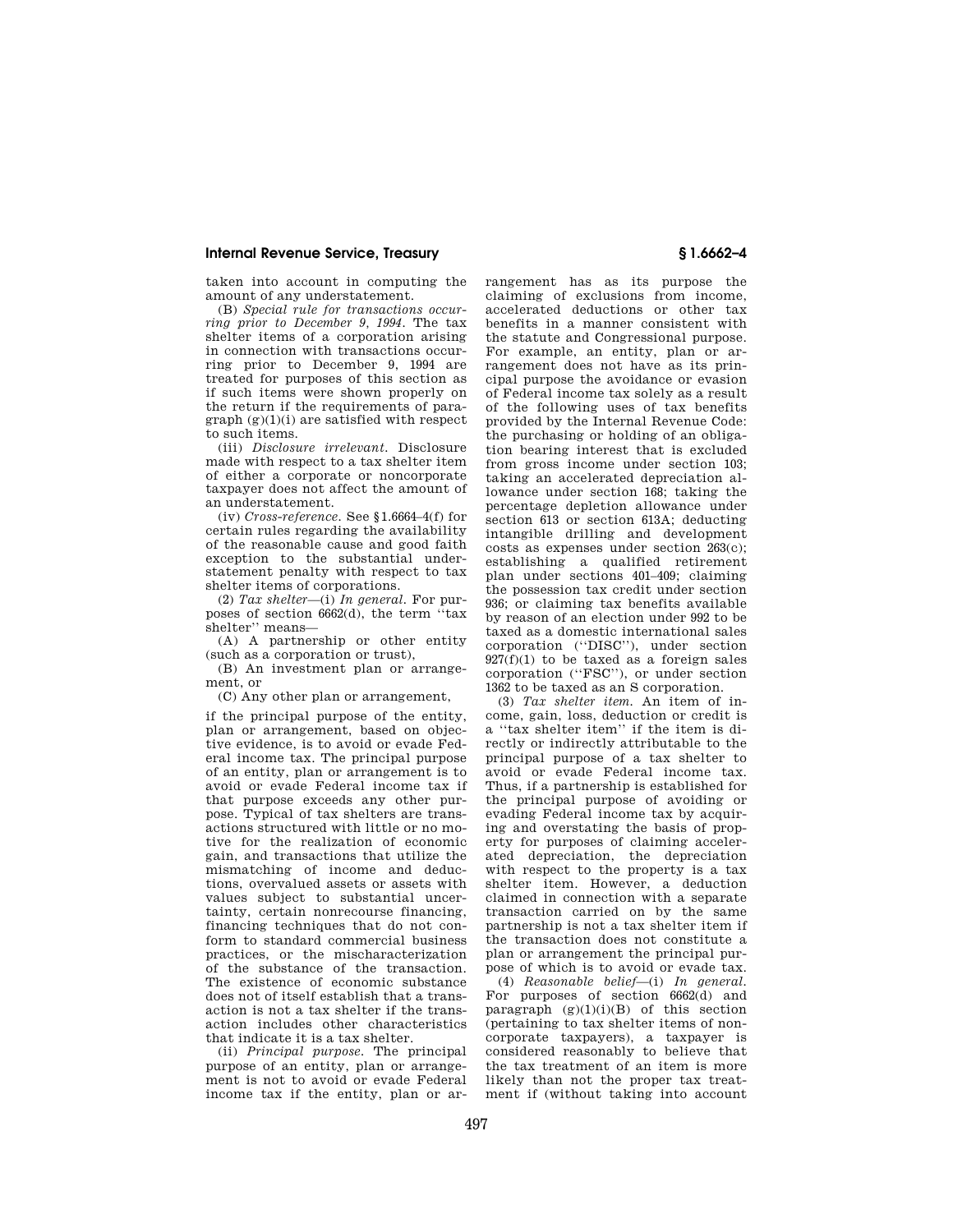taken into account in computing the amount of any understatement.

(B) *Special rule for transactions occurring prior to December 9, 1994.* The tax shelter items of a corporation arising in connection with transactions occurring prior to December 9, 1994 are treated for purposes of this section as if such items were shown properly on the return if the requirements of paragraph (g)(1)(i) are satisfied with respect to such items.

(iii) *Disclosure irrelevant.* Disclosure made with respect to a tax shelter item of either a corporate or noncorporate taxpayer does not affect the amount of an understatement.

(iv) *Cross-reference.* See §1.6664–4(f) for certain rules regarding the availability of the reasonable cause and good faith exception to the substantial understatement penalty with respect to tax shelter items of corporations.

(2) *Tax shelter*—(i) *In general.* For purposes of section 6662(d), the term ''tax shelter'' means—

(A) A partnership or other entity (such as a corporation or trust),

(B) An investment plan or arrangement, or

(C) Any other plan or arrangement,

if the principal purpose of the entity, plan or arrangement, based on objective evidence, is to avoid or evade Federal income tax. The principal purpose of an entity, plan or arrangement is to avoid or evade Federal income tax if that purpose exceeds any other purpose. Typical of tax shelters are transactions structured with little or no motive for the realization of economic gain, and transactions that utilize the mismatching of income and deductions, overvalued assets or assets with values subject to substantial uncertainty, certain nonrecourse financing, financing techniques that do not conform to standard commercial business practices, or the mischaracterization of the substance of the transaction. The existence of economic substance does not of itself establish that a transaction is not a tax shelter if the transaction includes other characteristics that indicate it is a tax shelter.

(ii) *Principal purpose.* The principal purpose of an entity, plan or arrangement is not to avoid or evade Federal income tax if the entity, plan or arrangement has as its purpose the claiming of exclusions from income, accelerated deductions or other tax benefits in a manner consistent with the statute and Congressional purpose. For example, an entity, plan or arrangement does not have as its principal purpose the avoidance or evasion of Federal income tax solely as a result of the following uses of tax benefits provided by the Internal Revenue Code: the purchasing or holding of an obligation bearing interest that is excluded from gross income under section 103; taking an accelerated depreciation allowance under section 168; taking the percentage depletion allowance under section 613 or section 613A; deducting intangible drilling and development costs as expenses under section 263(c); establishing a qualified retirement plan under sections 401–409; claiming the possession tax credit under section 936; or claiming tax benefits available by reason of an election under 992 to be taxed as a domestic international sales corporation (''DISC''), under section 927(f)(1) to be taxed as a foreign sales corporation (''FSC''), or under section 1362 to be taxed as an S corporation.

(3) *Tax shelter item.* An item of income, gain, loss, deduction or credit is a ''tax shelter item'' if the item is directly or indirectly attributable to the principal purpose of a tax shelter to avoid or evade Federal income tax. Thus, if a partnership is established for the principal purpose of avoiding or evading Federal income tax by acquiring and overstating the basis of property for purposes of claiming accelerated depreciation, the depreciation with respect to the property is a tax shelter item. However, a deduction claimed in connection with a separate transaction carried on by the same partnership is not a tax shelter item if the transaction does not constitute a plan or arrangement the principal purpose of which is to avoid or evade tax.

(4) *Reasonable belief*—(i) *In general.* For purposes of section 6662(d) and paragraph (g)(1)(i)(B) of this section (pertaining to tax shelter items of noncorporate taxpayers), a taxpayer is considered reasonably to believe that the tax treatment of an item is more likely than not the proper tax treatment if (without taking into account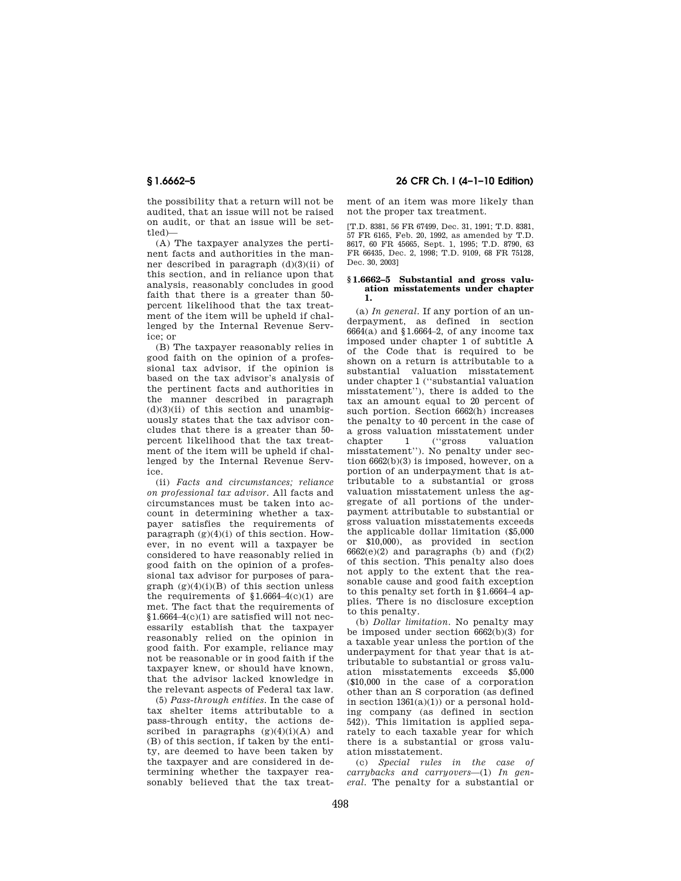the possibility that a return will not be audited, that an issue will not be raised on audit, or that an issue will be settled)—

(A) The taxpayer analyzes the pertinent facts and authorities in the manner described in paragraph (d)(3)(ii) of this section, and in reliance upon that analysis, reasonably concludes in good faith that there is a greater than 50-percent likelihood that the tax treatment of the item will be upheld if challenged by the Internal Revenue Service; or

(B) The taxpayer reasonably relies in good faith on the opinion of a professional tax advisor, if the opinion is based on the tax advisor's analysis of the pertinent facts and authorities in the manner described in paragraph (d)(3)(ii) of this section and unambiguously states that the tax advisor concludes that there is a greater than 50-percent likelihood that the tax treatment of the item will be upheld if challenged by the Internal Revenue Service.

(ii) *Facts and circumstances; reliance on professional tax advisor*. All facts and circumstances must be taken into account in determining whether a taxpayer satisfies the requirements of paragraph (g)(4)(i) of this section. However, in no event will a taxpayer be considered to have reasonably relied in good faith on the opinion of a professional tax advisor for purposes of paragraph (g)(4)(i)(B) of this section unless the requirements of §1.6664–4(c)(1) are met. The fact that the requirements of §1.6664–4(c)(1) are satisfied will not necessarily establish that the taxpayer reasonably relied on the opinion in good faith. For example, reliance may not be reasonable or in good faith if the taxpayer knew, or should have known, that the advisor lacked knowledge in the relevant aspects of Federal tax law.

(5) *Pass-through entities*. In the case of tax shelter items attributable to a pass-through entity, the actions described in paragraphs (g)(4)(i)(A) and (B) of this section, if taken by the entity, are deemed to have been taken by the taxpayer and are considered in determining whether the taxpayer reasonably believed that the tax treatment of an item was more likely than not the proper tax treatment.

[T.D. 8381, 56 FR 67499, Dec. 31, 1991; T.D. 8381, 57 FR 6165, Feb. 20, 1992, as amended by T.D. 8617, 60 FR 45665, Sept. 1, 1995; T.D. 8790, 63 FR 66435, Dec. 2, 1998; T.D. 9109, 68 FR 75128, Dec. 30, 2003]

## §1.6662–5 Substantial and gross valuation misstatements under chapter 1.

(a) *In general*. If any portion of an underpayment, as defined in section 6664(a) and §1.6664–2, of any income tax imposed under chapter 1 of subtitle A of the Code that is required to be shown on a return is attributable to a substantial valuation misstatement under chapter 1 (''substantial valuation misstatement''), there is added to the tax an amount equal to 20 percent of such portion. Section 6662(h) increases the penalty to 40 percent in the case of a gross valuation misstatement under chapter 1 (''gross valuation misstatement''). No penalty under section 6662(b)(3) is imposed, however, on a portion of an underpayment that is attributable to a substantial or gross valuation misstatement unless the aggregate of all portions of the underpayment attributable to substantial or gross valuation misstatements exceeds the applicable dollar limitation ($5,000 or $10,000), as provided in section 6662(e)(2) and paragraphs (b) and (f)(2) of this section. This penalty also does not apply to the extent that the reasonable cause and good faith exception to this penalty set forth in §1.6664–4 applies. There is no disclosure exception to this penalty.

(b) *Dollar limitation*. No penalty may be imposed under section 6662(b)(3) for a taxable year unless the portion of the underpayment for that year that is attributable to substantial or gross valuation misstatements exceeds $5,000 ($10,000 in the case of a corporation other than an S corporation (as defined in section 1361(a)(1)) or a personal holding company (as defined in section 542)). This limitation is applied separately to each taxable year for which there is a substantial or gross valuation misstatement.

(c) *Special rules in the case of carrybacks and carryovers*—(1) *In general*. The penalty for a substantial or